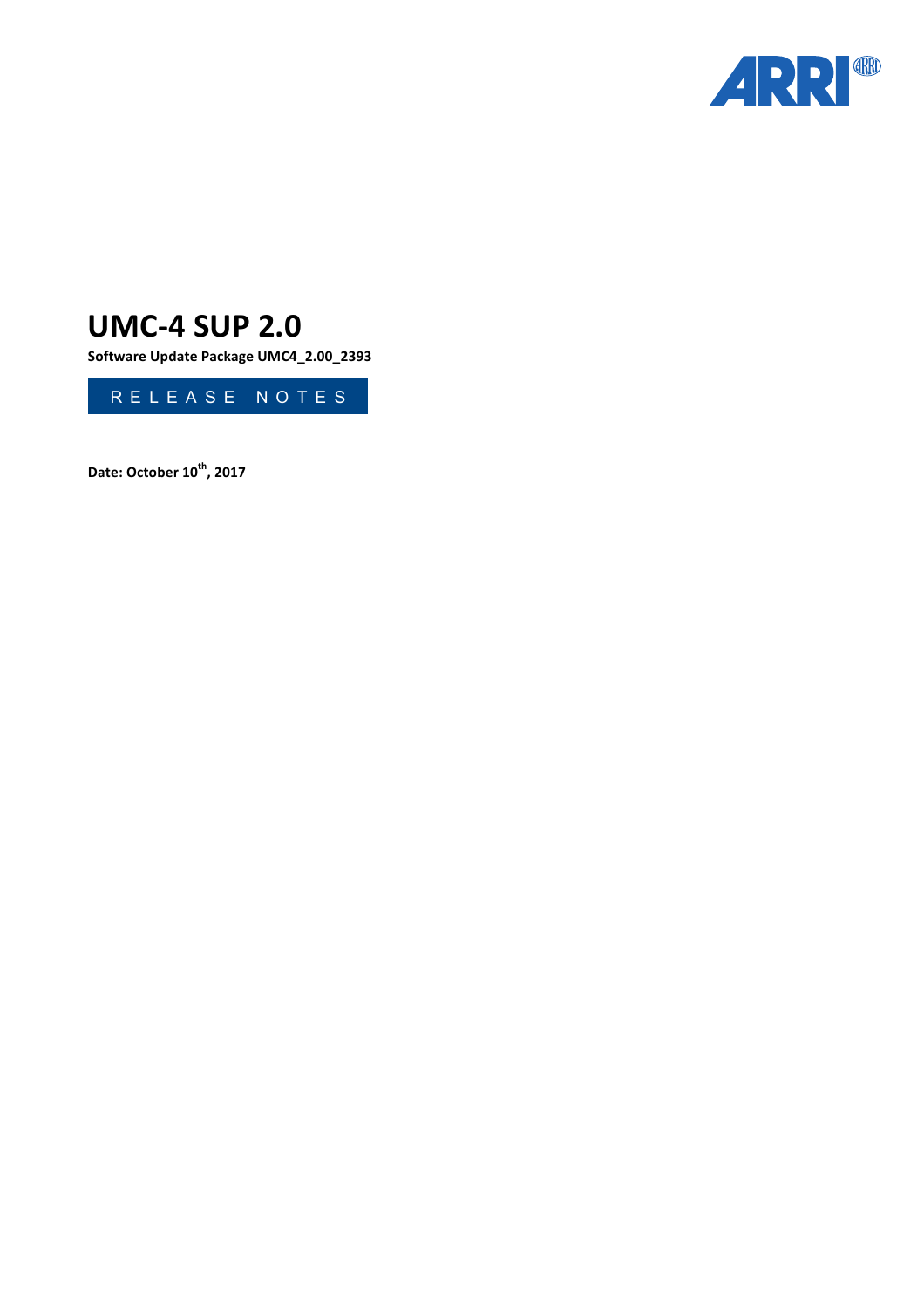# UMC-4 SUP 2.0

**Software Update Package UMC4_2.00_2393**

RELEASE NOTES

**Date: October 10th, 2017**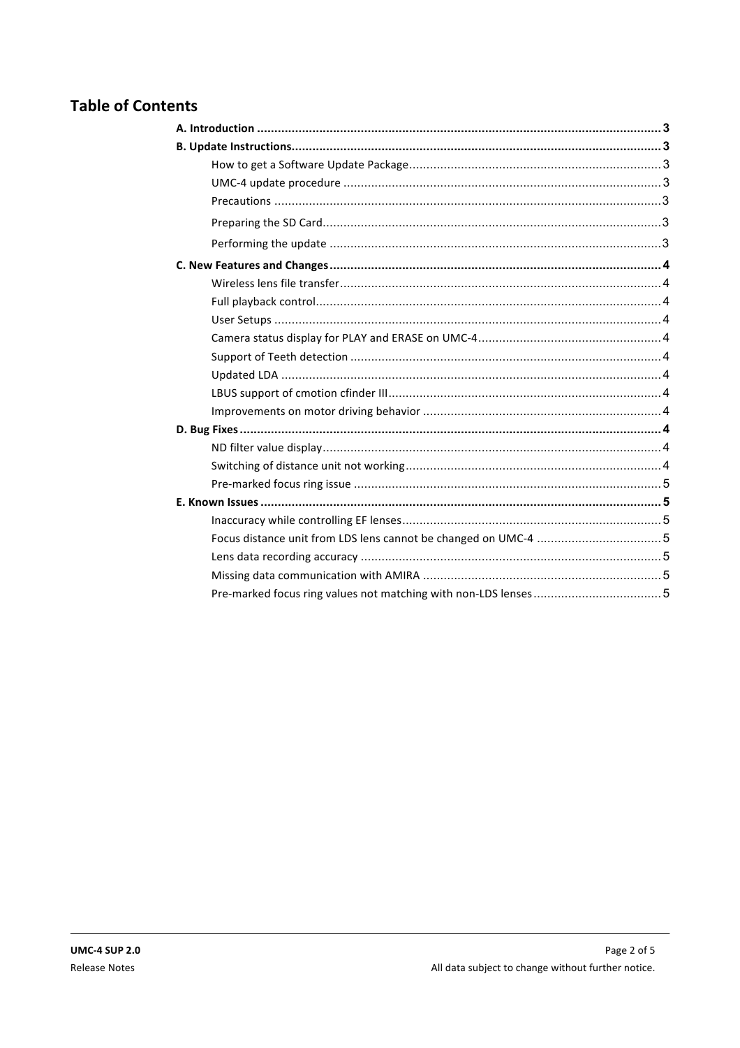## Table of Contents

- **A. Introduction** ..... **3**
- **B. Update Instructions** ..... **3**
    - How to get a Software Update Package ..... 3
    - UMC-4 update procedure ..... 3
    - Precautions ..... 3
    - Preparing the SD Card ..... 3
    - Performing the update ..... 3
- **C. New Features and Changes** ..... **4**
    - Wireless lens file transfer ..... 4
    - Full playback control ..... 4
    - User Setups ..... 4
    - Camera status display for PLAY and ERASE on UMC-4 ..... 4
    - Support of Teeth detection ..... 4
    - Updated LDA ..... 4
    - LBUS support of cmotion cfinder III ..... 4
    - Improvements on motor driving behavior ..... 4
- **D. Bug Fixes** ..... **4**
    - ND filter value display ..... 4
    - Switching of distance unit not working ..... 4
    - Pre-marked focus ring issue ..... 5
- **E. Known Issues** ..... **5**
    - Inaccuracy while controlling EF lenses ..... 5
    - Focus distance unit from LDS lens cannot be changed on UMC-4 ..... 5
    - Lens data recording accuracy ..... 5
    - Missing data communication with AMIRA ..... 5
    - Pre-marked focus ring values not matching with non-LDS lenses ..... 5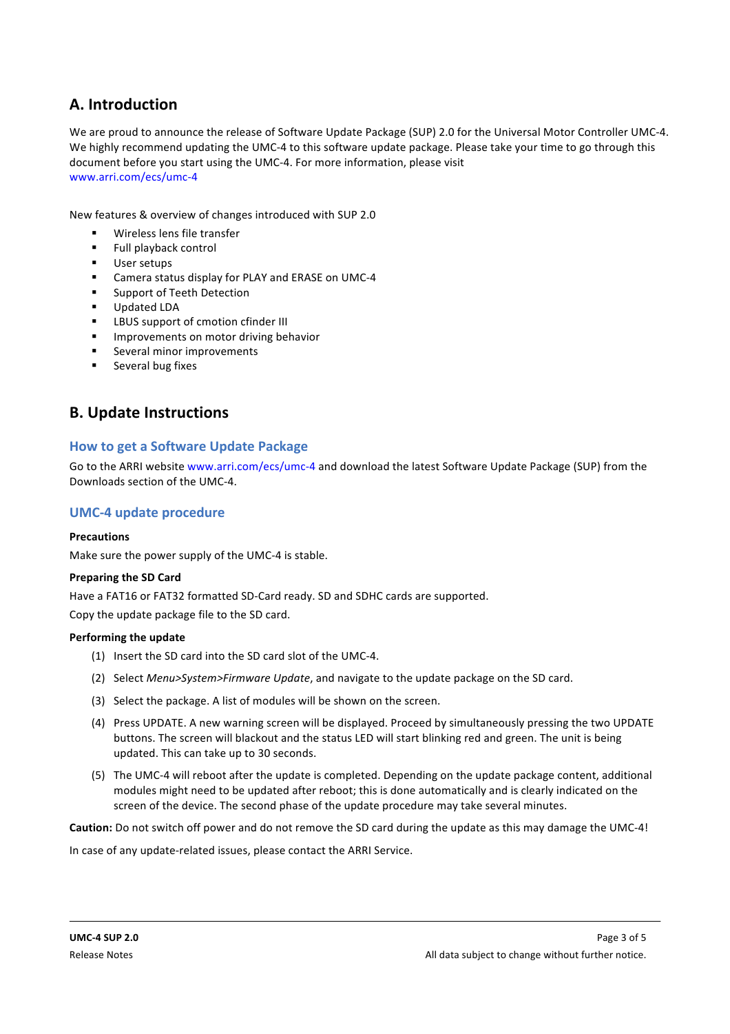## A. Introduction

We are proud to announce the release of Software Update Package (SUP) 2.0 for the Universal Motor Controller UMC-4. We highly recommend updating the UMC-4 to this software update package. Please take your time to go through this document before you start using the UMC-4. For more information, please visit
www.arri.com/ecs/umc-4

New features & overview of changes introduced with SUP 2.0

- Wireless lens file transfer
- Full playback control
- User setups
- Camera status display for PLAY and ERASE on UMC-4
- Support of Teeth Detection
- Updated LDA
- LBUS support of cmotion cfinder III
- Improvements on motor driving behavior
- Several minor improvements
- Several bug fixes

## B. Update Instructions

### How to get a Software Update Package

Go to the ARRI website www.arri.com/ecs/umc-4 and download the latest Software Update Package (SUP) from the Downloads section of the UMC-4.

### UMC-4 update procedure

**Precautions**

Make sure the power supply of the UMC-4 is stable.

**Preparing the SD Card**

Have a FAT16 or FAT32 formatted SD-Card ready. SD and SDHC cards are supported.

Copy the update package file to the SD card.

**Performing the update**

(1) Insert the SD card into the SD card slot of the UMC-4.

(2) Select *Menu>System>Firmware Update*, and navigate to the update package on the SD card.

(3) Select the package. A list of modules will be shown on the screen.

(4) Press UPDATE. A new warning screen will be displayed. Proceed by simultaneously pressing the two UPDATE buttons. The screen will blackout and the status LED will start blinking red and green. The unit is being updated. This can take up to 30 seconds.

(5) The UMC-4 will reboot after the update is completed. Depending on the update package content, additional modules might need to be updated after reboot; this is done automatically and is clearly indicated on the screen of the device. The second phase of the update procedure may take several minutes.

**Caution:** Do not switch off power and do not remove the SD card during the update as this may damage the UMC-4!

In case of any update-related issues, please contact the ARRI Service.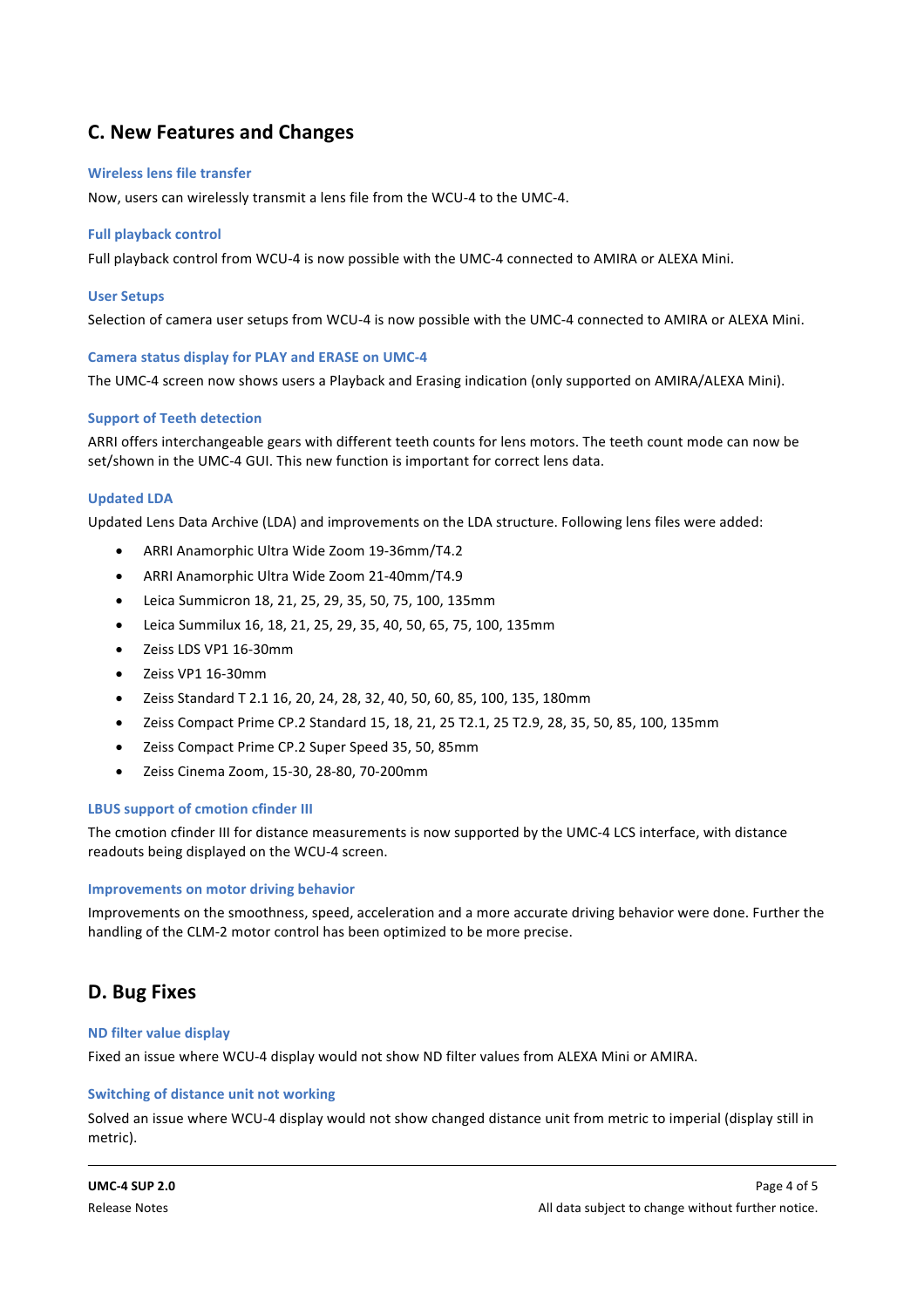## C. New Features and Changes

### Wireless lens file transfer

Now, users can wirelessly transmit a lens file from the WCU-4 to the UMC-4.

### Full playback control

Full playback control from WCU-4 is now possible with the UMC-4 connected to AMIRA or ALEXA Mini.

### User Setups

Selection of camera user setups from WCU-4 is now possible with the UMC-4 connected to AMIRA or ALEXA Mini.

### Camera status display for PLAY and ERASE on UMC-4

The UMC-4 screen now shows users a Playback and Erasing indication (only supported on AMIRA/ALEXA Mini).

### Support of Teeth detection

ARRI offers interchangeable gears with different teeth counts for lens motors. The teeth count mode can now be set/shown in the UMC-4 GUI. This new function is important for correct lens data.

### Updated LDA

Updated Lens Data Archive (LDA) and improvements on the LDA structure. Following lens files were added:

- ARRI Anamorphic Ultra Wide Zoom 19-36mm/T4.2
- ARRI Anamorphic Ultra Wide Zoom 21-40mm/T4.9
- Leica Summicron 18, 21, 25, 29, 35, 50, 75, 100, 135mm
- Leica Summilux 16, 18, 21, 25, 29, 35, 40, 50, 65, 75, 100, 135mm
- Zeiss LDS VP1 16-30mm
- Zeiss VP1 16-30mm
- Zeiss Standard T 2.1 16, 20, 24, 28, 32, 40, 50, 60, 85, 100, 135, 180mm
- Zeiss Compact Prime CP.2 Standard 15, 18, 21, 25 T2.1, 25 T2.9, 28, 35, 50, 85, 100, 135mm
- Zeiss Compact Prime CP.2 Super Speed 35, 50, 85mm
- Zeiss Cinema Zoom, 15-30, 28-80, 70-200mm

### LBUS support of cmotion cfinder III

The cmotion cfinder III for distance measurements is now supported by the UMC-4 LCS interface, with distance readouts being displayed on the WCU-4 screen.

### Improvements on motor driving behavior

Improvements on the smoothness, speed, acceleration and a more accurate driving behavior were done. Further the handling of the CLM-2 motor control has been optimized to be more precise.

## D. Bug Fixes

### ND filter value display

Fixed an issue where WCU-4 display would not show ND filter values from ALEXA Mini or AMIRA.

### Switching of distance unit not working

Solved an issue where WCU-4 display would not show changed distance unit from metric to imperial (display still in metric).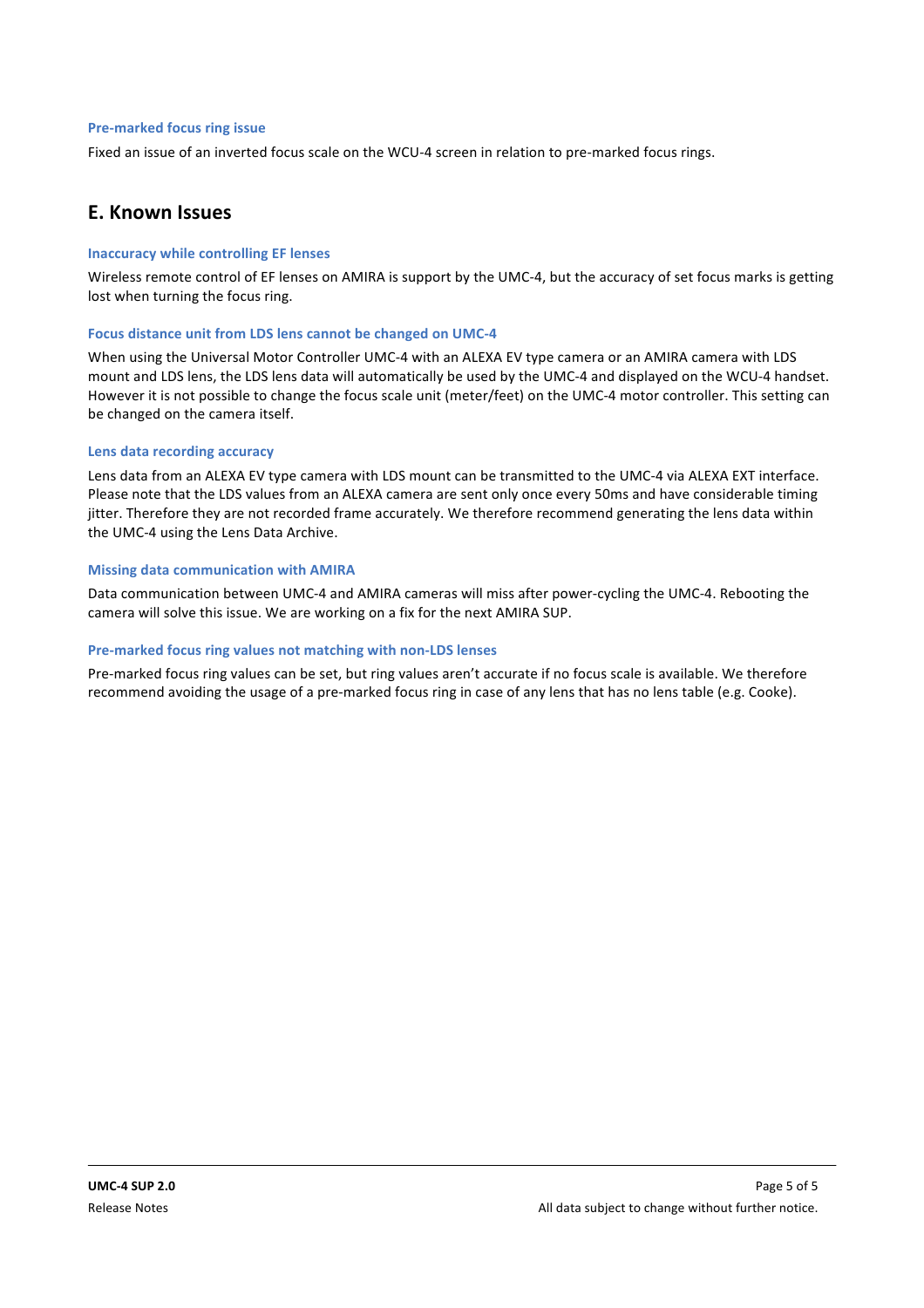### Pre-marked focus ring issue

Fixed an issue of an inverted focus scale on the WCU-4 screen in relation to pre-marked focus rings.

## E. Known Issues

### Inaccuracy while controlling EF lenses

Wireless remote control of EF lenses on AMIRA is support by the UMC-4, but the accuracy of set focus marks is getting lost when turning the focus ring.

### Focus distance unit from LDS lens cannot be changed on UMC-4

When using the Universal Motor Controller UMC-4 with an ALEXA EV type camera or an AMIRA camera with LDS mount and LDS lens, the LDS lens data will automatically be used by the UMC-4 and displayed on the WCU-4 handset. However it is not possible to change the focus scale unit (meter/feet) on the UMC-4 motor controller. This setting can be changed on the camera itself.

### Lens data recording accuracy

Lens data from an ALEXA EV type camera with LDS mount can be transmitted to the UMC-4 via ALEXA EXT interface. Please note that the LDS values from an ALEXA camera are sent only once every 50ms and have considerable timing jitter. Therefore they are not recorded frame accurately. We therefore recommend generating the lens data within the UMC-4 using the Lens Data Archive.

### Missing data communication with AMIRA

Data communication between UMC-4 and AMIRA cameras will miss after power-cycling the UMC-4. Rebooting the camera will solve this issue. We are working on a fix for the next AMIRA SUP.

### Pre-marked focus ring values not matching with non-LDS lenses

Pre-marked focus ring values can be set, but ring values aren't accurate if no focus scale is available. We therefore recommend avoiding the usage of a pre-marked focus ring in case of any lens that has no lens table (e.g. Cooke).